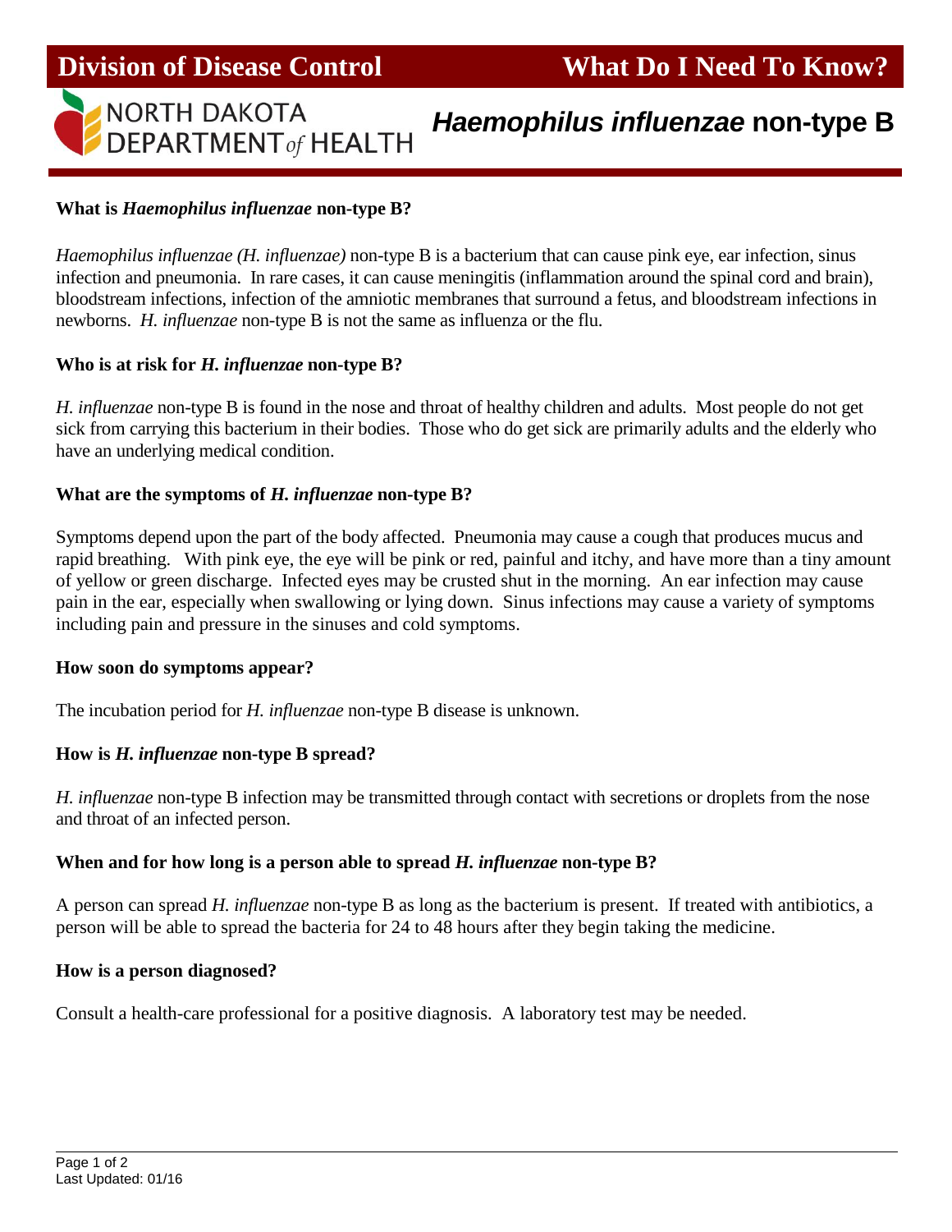Division of Disease Control — What Do I Need To Know?

NORTH DAKOTA DEPARTMENT *of* HEALTH

# *Haemophilus influenzae* non-type B

### What is *Haemophilus influenzae* non-type B?

*Haemophilus influenzae (H. influenzae)* non-type B is a bacterium that can cause pink eye, ear infection, sinus infection and pneumonia. In rare cases, it can cause meningitis (inflammation around the spinal cord and brain), bloodstream infections, infection of the amniotic membranes that surround a fetus, and bloodstream infections in newborns. *H. influenzae* non-type B is not the same as influenza or the flu.

### Who is at risk for *H. influenzae* non-type B?

*H. influenzae* non-type B is found in the nose and throat of healthy children and adults. Most people do not get sick from carrying this bacterium in their bodies. Those who do get sick are primarily adults and the elderly who have an underlying medical condition.

### What are the symptoms of *H. influenzae* non-type B?

Symptoms depend upon the part of the body affected. Pneumonia may cause a cough that produces mucus and rapid breathing. With pink eye, the eye will be pink or red, painful and itchy, and have more than a tiny amount of yellow or green discharge. Infected eyes may be crusted shut in the morning. An ear infection may cause pain in the ear, especially when swallowing or lying down. Sinus infections may cause a variety of symptoms including pain and pressure in the sinuses and cold symptoms.

### How soon do symptoms appear?

The incubation period for *H. influenzae* non-type B disease is unknown.

### How is *H. influenzae* non-type B spread?

*H. influenzae* non-type B infection may be transmitted through contact with secretions or droplets from the nose and throat of an infected person.

### When and for how long is a person able to spread *H. influenzae* non-type B?

A person can spread *H. influenzae* non-type B as long as the bacterium is present. If treated with antibiotics, a person will be able to spread the bacteria for 24 to 48 hours after they begin taking the medicine.

### How is a person diagnosed?

Consult a health-care professional for a positive diagnosis. A laboratory test may be needed.

Last Updated: 01/16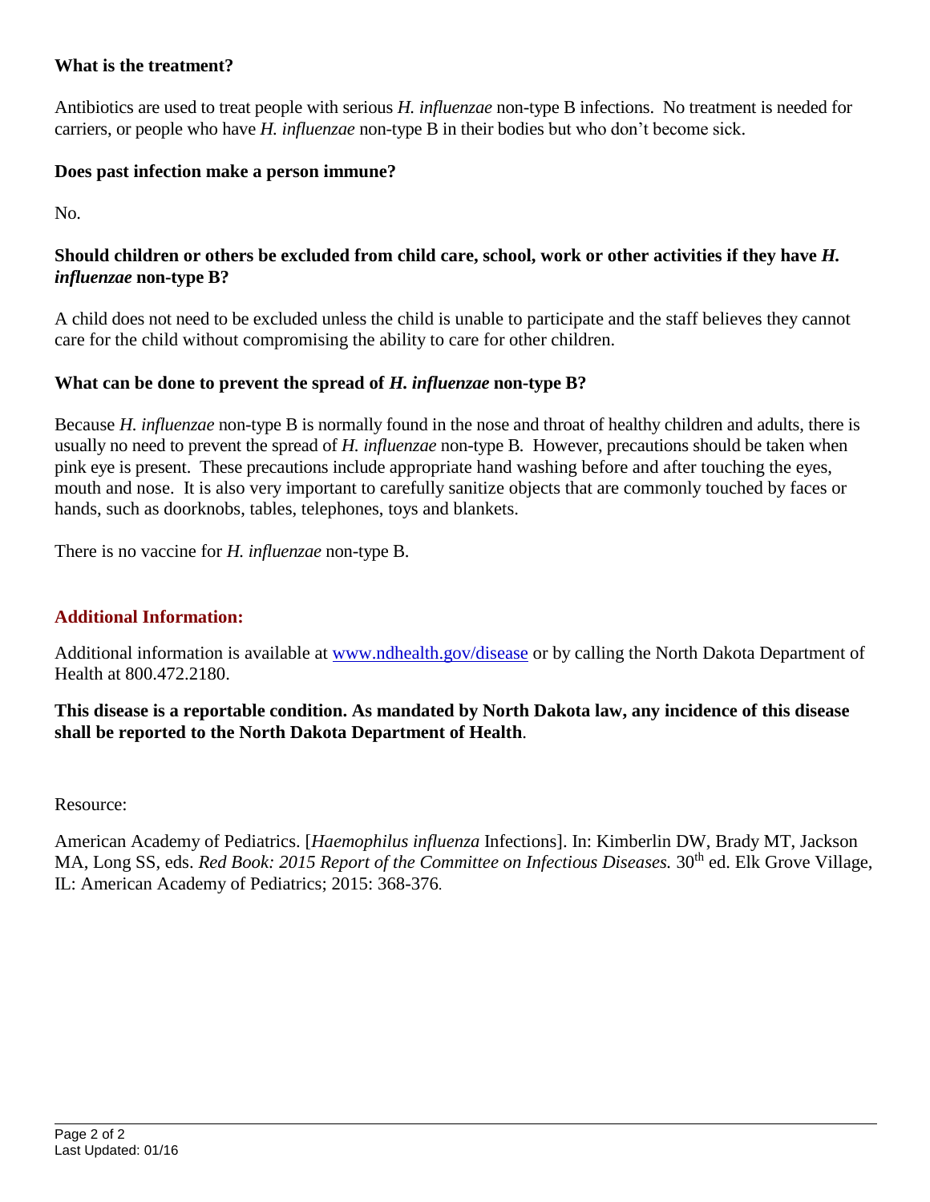**What is the treatment?**

Antibiotics are used to treat people with serious *H. influenzae* non-type B infections. No treatment is needed for carriers, or people who have *H. influenzae* non-type B in their bodies but who don't become sick.

**Does past infection make a person immune?**

No.

**Should children or others be excluded from child care, school, work or other activities if they have *H. influenzae* non-type B?**

A child does not need to be excluded unless the child is unable to participate and the staff believes they cannot care for the child without compromising the ability to care for other children.

**What can be done to prevent the spread of *H. influenzae* non-type B?**

Because *H. influenzae* non-type B is normally found in the nose and throat of healthy children and adults, there is usually no need to prevent the spread of *H. influenzae* non-type B. However, precautions should be taken when pink eye is present. These precautions include appropriate hand washing before and after touching the eyes, mouth and nose. It is also very important to carefully sanitize objects that are commonly touched by faces or hands, such as doorknobs, tables, telephones, toys and blankets.

There is no vaccine for *H. influenzae* non-type B.

## Additional Information:

Additional information is available at www.ndhealth.gov/disease or by calling the North Dakota Department of Health at 800.472.2180.

**This disease is a reportable condition. As mandated by North Dakota law, any incidence of this disease shall be reported to the North Dakota Department of Health**.

Resource:

American Academy of Pediatrics. [*Haemophilus influenza* Infections]. In: Kimberlin DW, Brady MT, Jackson MA, Long SS, eds. *Red Book: 2015 Report of the Committee on Infectious Diseases.* 30th ed. Elk Grove Village, IL: American Academy of Pediatrics; 2015: 368-376.

Last Updated: 01/16